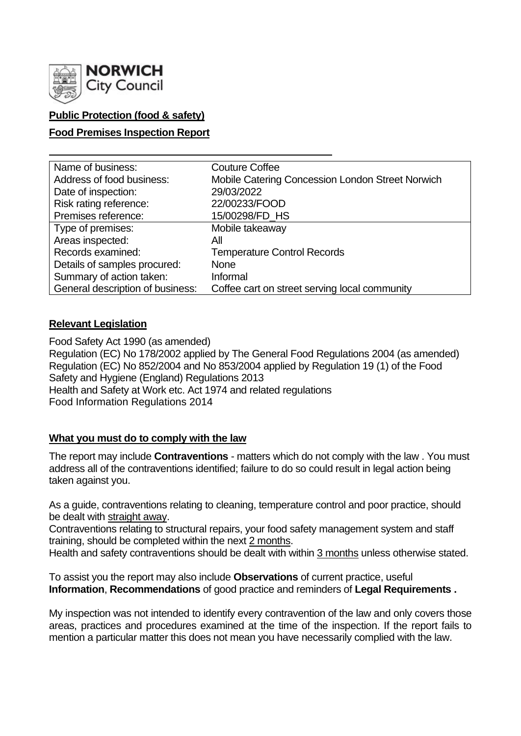NORWICH City Council

**Public Protection (food & safety)**

**Food Premises Inspection Report**

| | |
|---|---|
| Name of business: | Couture Coffee |
| Address of food business: | Mobile Catering Concession London Street Norwich |
| Date of inspection: | 29/03/2022 |
| Risk rating reference: | 22/00233/FOOD |
| Premises reference: | 15/00298/FD_HS |
| Type of premises: | Mobile takeaway |
| Areas inspected: | All |
| Records examined: | Temperature Control Records |
| Details of samples procured: | None |
| Summary of action taken: | Informal |
| General description of business: | Coffee cart on street serving local community |

## Relevant Legislation

Food Safety Act 1990 (as amended)
Regulation (EC) No 178/2002 applied by The General Food Regulations 2004 (as amended)
Regulation (EC) No 852/2004 and No 853/2004 applied by Regulation 19 (1) of the Food Safety and Hygiene (England) Regulations 2013
Health and Safety at Work etc. Act 1974 and related regulations
Food Information Regulations 2014

## What you must do to comply with the law

The report may include **Contraventions** - matters which do not comply with the law . You must address all of the contraventions identified; failure to do so could result in legal action being taken against you.

As a guide, contraventions relating to cleaning, temperature control and poor practice, should be dealt with straight away.

Contraventions relating to structural repairs, your food safety management system and staff training, should be completed within the next 2 months.

Health and safety contraventions should be dealt with within 3 months unless otherwise stated.

To assist you the report may also include **Observations** of current practice, useful **Information**, **Recommendations** of good practice and reminders of **Legal Requirements .**

My inspection was not intended to identify every contravention of the law and only covers those areas, practices and procedures examined at the time of the inspection. If the report fails to mention a particular matter this does not mean you have necessarily complied with the law.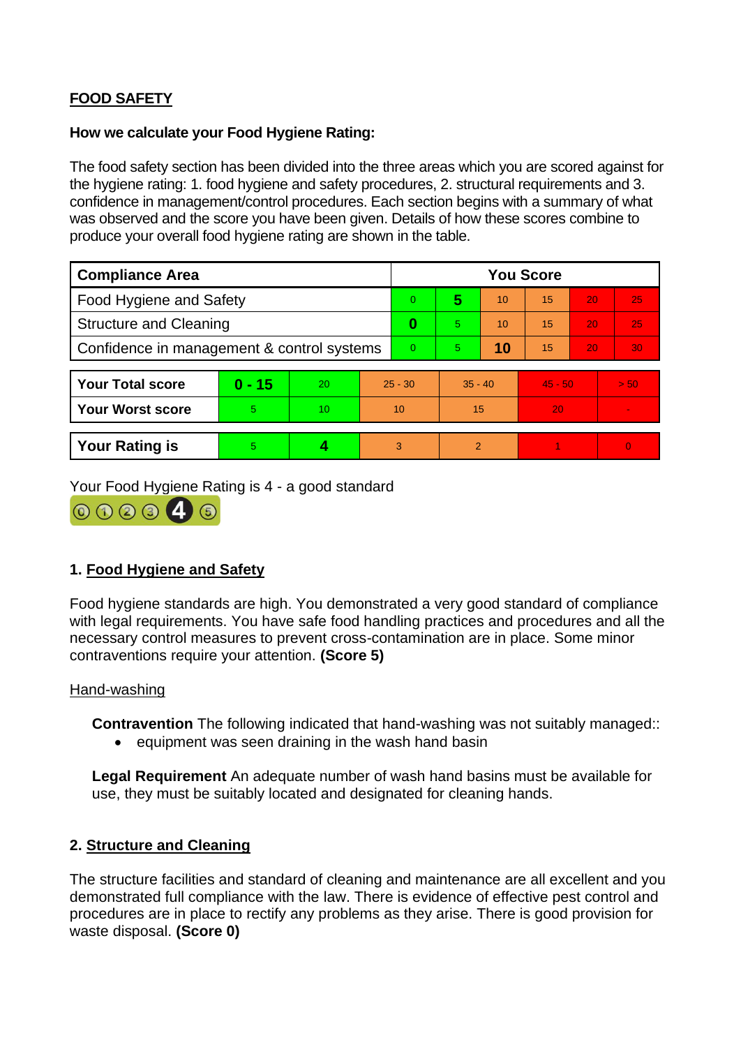## FOOD SAFETY

**How we calculate your Food Hygiene Rating:**

The food safety section has been divided into the three areas which you are scored against for the hygiene rating: 1. food hygiene and safety procedures, 2. structural requirements and 3. confidence in management/control procedures. Each section begins with a summary of what was observed and the score you have been given. Details of how these scores combine to produce your overall food hygiene rating are shown in the table.

| Compliance Area | You Score | | | | | |
|---|---|---|---|---|---|---|
| Food Hygiene and Safety | 0 | **5** | 10 | 15 | 20 | 25 |
| Structure and Cleaning | **0** | 5 | 10 | 15 | 20 | 25 |
| Confidence in management & control systems | 0 | 5 | **10** | 15 | 20 | 30 |

| | | | | | | |
|---|---|---|---|---|---|---|
| **Your Total score** | **0 - 15** | 20 | 25 - 30 | 35 - 40 | 45 - 50 | > 50 |
| **Your Worst score** | 5 | 10 | 10 | 15 | 20 | - |

| | | | | | | |
|---|---|---|---|---|---|---|
| **Your Rating is** | 5 | **4** | 3 | 2 | 1 | 0 |

Your Food Hygiene Rating is 4 - a good standard

### 1. Food Hygiene and Safety

Food hygiene standards are high. You demonstrated a very good standard of compliance with legal requirements. You have safe food handling practices and procedures and all the necessary control measures to prevent cross-contamination are in place. Some minor contraventions require your attention. **(Score 5)**

Hand-washing

**Contravention** The following indicated that hand-washing was not suitably managed::

- equipment was seen draining in the wash hand basin

**Legal Requirement** An adequate number of wash hand basins must be available for use, they must be suitably located and designated for cleaning hands.

### 2. Structure and Cleaning

The structure facilities and standard of cleaning and maintenance are all excellent and you demonstrated full compliance with the law. There is evidence of effective pest control and procedures are in place to rectify any problems as they arise. There is good provision for waste disposal. **(Score 0)**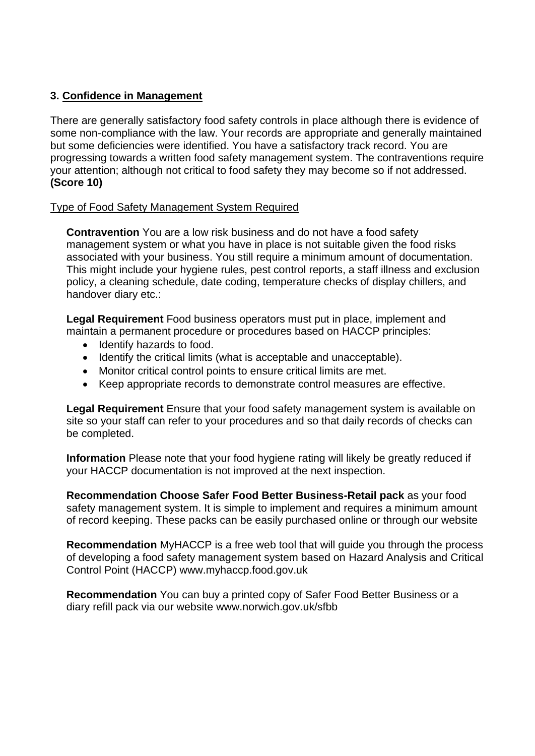### 3. Confidence in Management

There are generally satisfactory food safety controls in place although there is evidence of some non-compliance with the law. Your records are appropriate and generally maintained but some deficiencies were identified. You have a satisfactory track record. You are progressing towards a written food safety management system. The contraventions require your attention; although not critical to food safety they may become so if not addressed. **(Score 10)**

Type of Food Safety Management System Required

**Contravention** You are a low risk business and do not have a food safety management system or what you have in place is not suitable given the food risks associated with your business. You still require a minimum amount of documentation. This might include your hygiene rules, pest control reports, a staff illness and exclusion policy, a cleaning schedule, date coding, temperature checks of display chillers, and handover diary etc.:

**Legal Requirement** Food business operators must put in place, implement and maintain a permanent procedure or procedures based on HACCP principles:

- Identify hazards to food.
- Identify the critical limits (what is acceptable and unacceptable).
- Monitor critical control points to ensure critical limits are met.
- Keep appropriate records to demonstrate control measures are effective.

**Legal Requirement** Ensure that your food safety management system is available on site so your staff can refer to your procedures and so that daily records of checks can be completed.

**Information** Please note that your food hygiene rating will likely be greatly reduced if your HACCP documentation is not improved at the next inspection.

**Recommendation Choose Safer Food Better Business-Retail pack** as your food safety management system. It is simple to implement and requires a minimum amount of record keeping. These packs can be easily purchased online or through our website

**Recommendation** MyHACCP is a free web tool that will guide you through the process of developing a food safety management system based on Hazard Analysis and Critical Control Point (HACCP) www.myhaccp.food.gov.uk

**Recommendation** You can buy a printed copy of Safer Food Better Business or a diary refill pack via our website www.norwich.gov.uk/sfbb